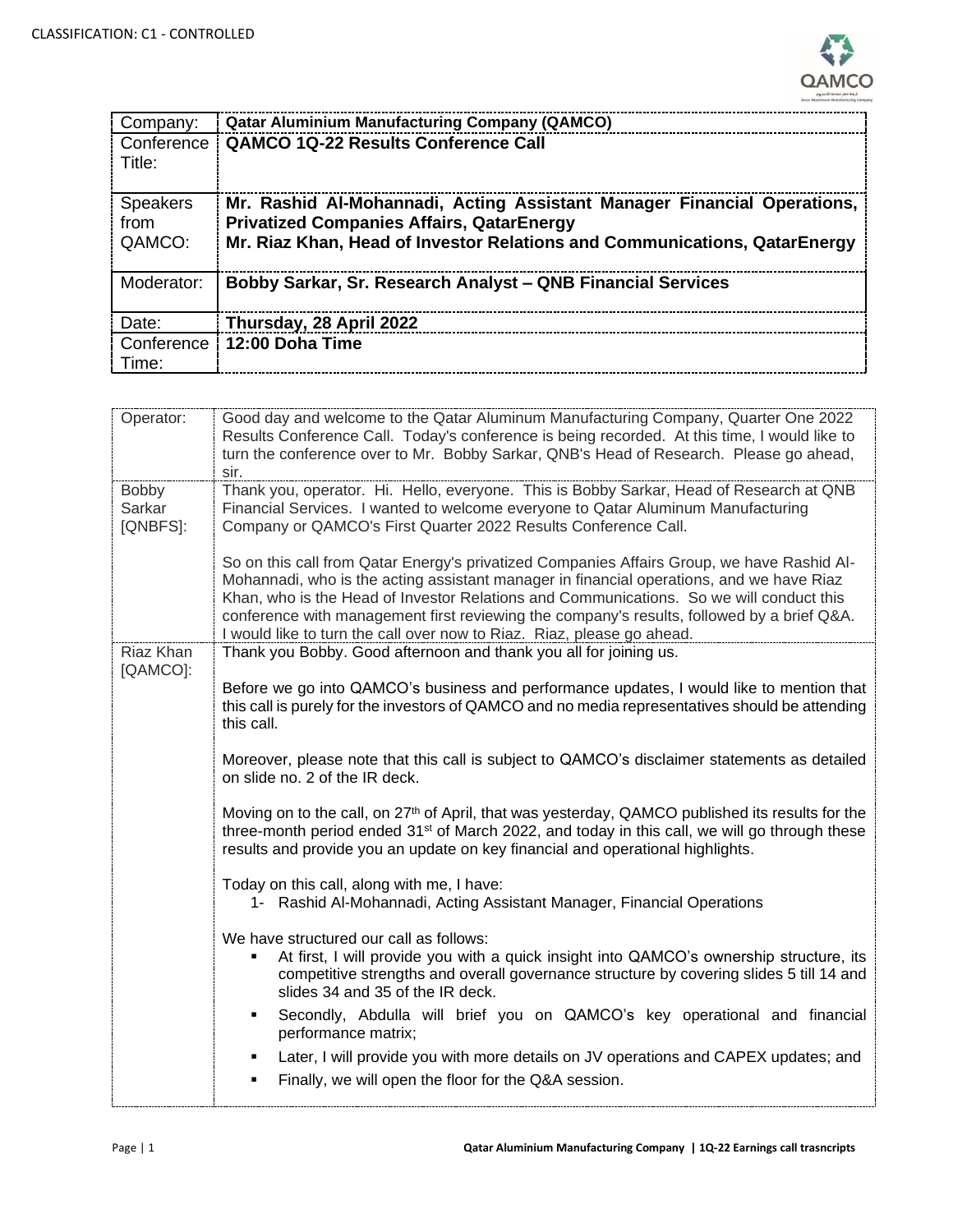CLASSIFICATION: C1 - CONTROLLED

| | |
|---|---|
| Company: | **Qatar Aluminium Manufacturing Company (QAMCO)** |
| Conference Title: | **QAMCO 1Q-22 Results Conference Call** |
| Speakers from QAMCO: | **Mr. Rashid Al-Mohannadi, Acting Assistant Manager Financial Operations, Privatized Companies Affairs, QatarEnergy**<br>**Mr. Riaz Khan, Head of Investor Relations and Communications, QatarEnergy** |
| Moderator: | **Bobby Sarkar, Sr. Research Analyst – QNB Financial Services** |
| Date: | **Thursday, 28 April 2022** |
| Conference Time: | **12:00 Doha Time** |

| | |
|---|---|
| Operator: | Good day and welcome to the Qatar Aluminum Manufacturing Company, Quarter One 2022 Results Conference Call. Today's conference is being recorded. At this time, I would like to turn the conference over to Mr. Bobby Sarkar, QNB's Head of Research. Please go ahead, sir. |
| Bobby Sarkar [QNBFS]: | Thank you, operator. Hi. Hello, everyone. This is Bobby Sarkar, Head of Research at QNB Financial Services. I wanted to welcome everyone to Qatar Aluminum Manufacturing Company or QAMCO's First Quarter 2022 Results Conference Call.<br><br>So on this call from Qatar Energy's privatized Companies Affairs Group, we have Rashid Al-Mohannadi, who is the acting assistant manager in financial operations, and we have Riaz Khan, who is the Head of Investor Relations and Communications. So we will conduct this conference with management first reviewing the company's results, followed by a brief Q&A. I would like to turn the call over now to Riaz. Riaz, please go ahead. |
| Riaz Khan [QAMCO]: | Thank you Bobby. Good afternoon and thank you all for joining us.<br><br>Before we go into QAMCO's business and performance updates, I would like to mention that this call is purely for the investors of QAMCO and no media representatives should be attending this call.<br><br>Moreover, please note that this call is subject to QAMCO's disclaimer statements as detailed on slide no. 2 of the IR deck.<br><br>Moving on to the call, on 27th of April, that was yesterday, QAMCO published its results for the three-month period ended 31st of March 2022, and today in this call, we will go through these results and provide you an update on key financial and operational highlights.<br><br>Today on this call, along with me, I have:<br>1- Rashid Al-Mohannadi, Acting Assistant Manager, Financial Operations<br><br>We have structured our call as follows:<br>▪ At first, I will provide you with a quick insight into QAMCO's ownership structure, its competitive strengths and overall governance structure by covering slides 5 till 14 and slides 34 and 35 of the IR deck.<br>▪ Secondly, Abdulla will brief you on QAMCO's key operational and financial performance matrix;<br>▪ Later, I will provide you with more details on JV operations and CAPEX updates; and<br>▪ Finally, we will open the floor for the Q&A session. |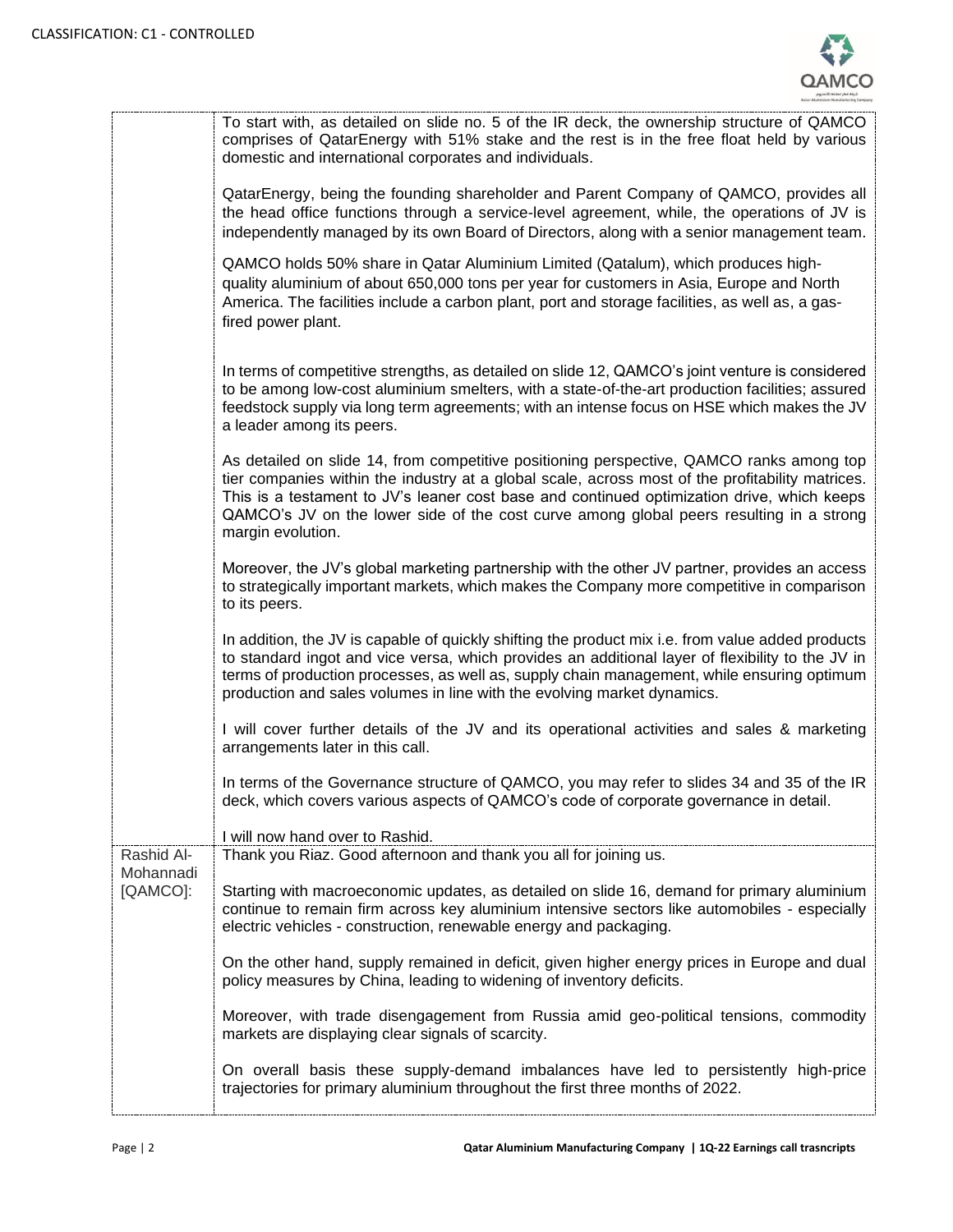| | |
|---|---|
| | To start with, as detailed on slide no. 5 of the IR deck, the ownership structure of QAMCO comprises of QatarEnergy with 51% stake and the rest is in the free float held by various domestic and international corporates and individuals.<br><br>QatarEnergy, being the founding shareholder and Parent Company of QAMCO, provides all the head office functions through a service-level agreement, while, the operations of JV is independently managed by its own Board of Directors, along with a senior management team.<br><br>QAMCO holds 50% share in Qatar Aluminium Limited (Qatalum), which produces high-quality aluminium of about 650,000 tons per year for customers in Asia, Europe and North America. The facilities include a carbon plant, port and storage facilities, as well as, a gas-fired power plant.<br><br>In terms of competitive strengths, as detailed on slide 12, QAMCO's joint venture is considered to be among low-cost aluminium smelters, with a state-of-the-art production facilities; assured feedstock supply via long term agreements; with an intense focus on HSE which makes the JV a leader among its peers.<br><br>As detailed on slide 14, from competitive positioning perspective, QAMCO ranks among top tier companies within the industry at a global scale, across most of the profitability matrices. This is a testament to JV's leaner cost base and continued optimization drive, which keeps QAMCO's JV on the lower side of the cost curve among global peers resulting in a strong margin evolution.<br><br>Moreover, the JV's global marketing partnership with the other JV partner, provides an access to strategically important markets, which makes the Company more competitive in comparison to its peers.<br><br>In addition, the JV is capable of quickly shifting the product mix i.e. from value added products to standard ingot and vice versa, which provides an additional layer of flexibility to the JV in terms of production processes, as well as, supply chain management, while ensuring optimum production and sales volumes in line with the evolving market dynamics.<br><br>I will cover further details of the JV and its operational activities and sales & marketing arrangements later in this call.<br><br>In terms of the Governance structure of QAMCO, you may refer to slides 34 and 35 of the IR deck, which covers various aspects of QAMCO's code of corporate governance in detail.<br><br>I will now hand over to Rashid. |
| Rashid Al-Mohannadi [QAMCO]: | Thank you Riaz. Good afternoon and thank you all for joining us.<br><br>Starting with macroeconomic updates, as detailed on slide 16, demand for primary aluminium continue to remain firm across key aluminium intensive sectors like automobiles - especially electric vehicles - construction, renewable energy and packaging.<br><br>On the other hand, supply remained in deficit, given higher energy prices in Europe and dual policy measures by China, leading to widening of inventory deficits.<br><br>Moreover, with trade disengagement from Russia amid geo-political tensions, commodity markets are displaying clear signals of scarcity.<br><br>On overall basis these supply-demand imbalances have led to persistently high-price trajectories for primary aluminium throughout the first three months of 2022. |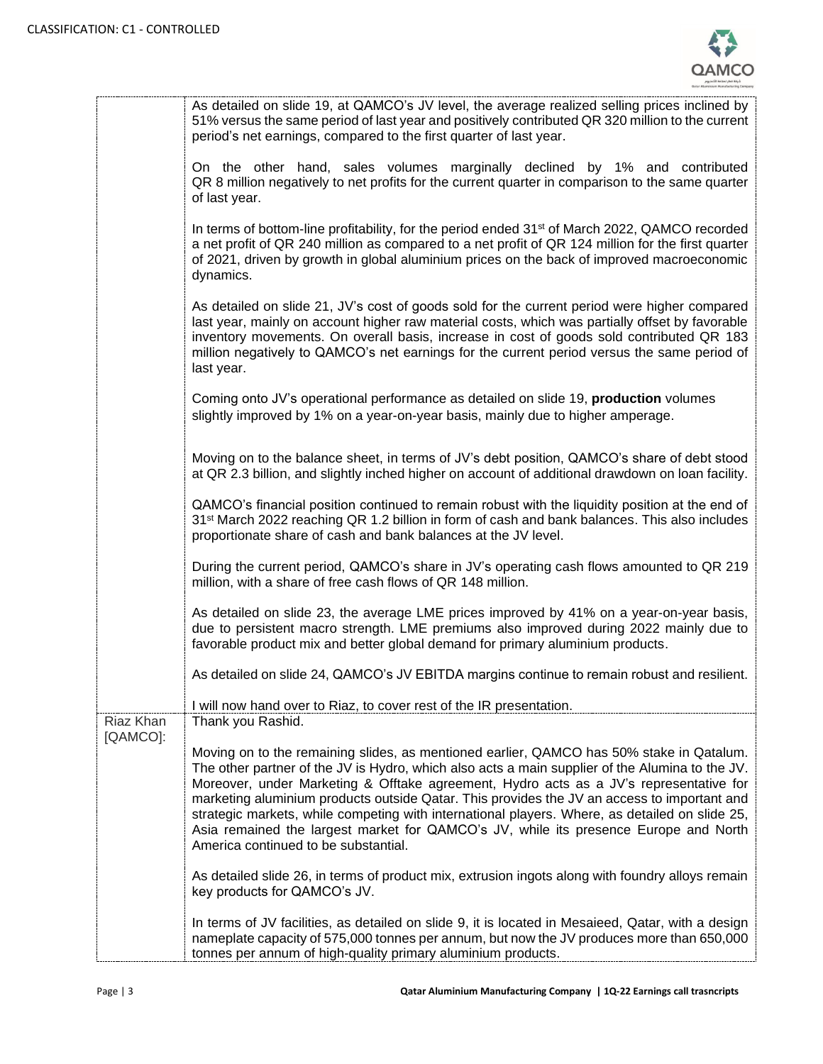| | |
|---|---|
| | As detailed on slide 19, at QAMCO's JV level, the average realized selling prices inclined by 51% versus the same period of last year and positively contributed QR 320 million to the current period's net earnings, compared to the first quarter of last year.<br><br>On the other hand, sales volumes marginally declined by 1% and contributed QR 8 million negatively to net profits for the current quarter in comparison to the same quarter of last year.<br><br>In terms of bottom-line profitability, for the period ended 31st of March 2022, QAMCO recorded a net profit of QR 240 million as compared to a net profit of QR 124 million for the first quarter of 2021, driven by growth in global aluminium prices on the back of improved macroeconomic dynamics.<br><br>As detailed on slide 21, JV's cost of goods sold for the current period were higher compared last year, mainly on account higher raw material costs, which was partially offset by favorable inventory movements. On overall basis, increase in cost of goods sold contributed QR 183 million negatively to QAMCO's net earnings for the current period versus the same period of last year.<br><br>Coming onto JV's operational performance as detailed on slide 19, **production** volumes slightly improved by 1% on a year-on-year basis, mainly due to higher amperage.<br><br>Moving on to the balance sheet, in terms of JV's debt position, QAMCO's share of debt stood at QR 2.3 billion, and slightly inched higher on account of additional drawdown on loan facility.<br><br>QAMCO's financial position continued to remain robust with the liquidity position at the end of 31st March 2022 reaching QR 1.2 billion in form of cash and bank balances. This also includes proportionate share of cash and bank balances at the JV level.<br><br>During the current period, QAMCO's share in JV's operating cash flows amounted to QR 219 million, with a share of free cash flows of QR 148 million.<br><br>As detailed on slide 23, the average LME prices improved by 41% on a year-on-year basis, due to persistent macro strength. LME premiums also improved during 2022 mainly due to favorable product mix and better global demand for primary aluminium products.<br><br>As detailed on slide 24, QAMCO's JV EBITDA margins continue to remain robust and resilient.<br><br>I will now hand over to Riaz, to cover rest of the IR presentation. |
| Riaz Khan [QAMCO]: | Thank you Rashid.<br><br>Moving on to the remaining slides, as mentioned earlier, QAMCO has 50% stake in Qatalum. The other partner of the JV is Hydro, which also acts a main supplier of the Alumina to the JV. Moreover, under Marketing & Offtake agreement, Hydro acts as a JV's representative for marketing aluminium products outside Qatar. This provides the JV an access to important and strategic markets, while competing with international players. Where, as detailed on slide 25, Asia remained the largest market for QAMCO's JV, while its presence Europe and North America continued to be substantial.<br><br>As detailed slide 26, in terms of product mix, extrusion ingots along with foundry alloys remain key products for QAMCO's JV.<br><br>In terms of JV facilities, as detailed on slide 9, it is located in Mesaieed, Qatar, with a design nameplate capacity of 575,000 tonnes per annum, but now the JV produces more than 650,000 tonnes per annum of high-quality primary aluminium products. |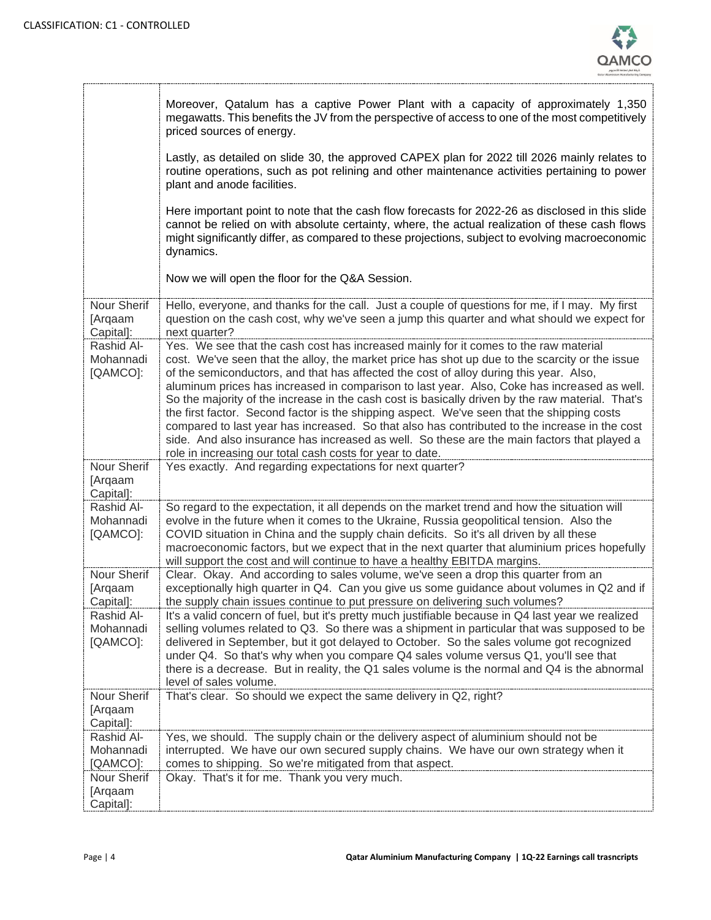| | |
|---|---|
| | Moreover, Qatalum has a captive Power Plant with a capacity of approximately 1,350 megawatts. This benefits the JV from the perspective of access to one of the most competitively priced sources of energy.<br><br>Lastly, as detailed on slide 30, the approved CAPEX plan for 2022 till 2026 mainly relates to routine operations, such as pot relining and other maintenance activities pertaining to power plant and anode facilities.<br><br>Here important point to note that the cash flow forecasts for 2022-26 as disclosed in this slide cannot be relied on with absolute certainty, where, the actual realization of these cash flows might significantly differ, as compared to these projections, subject to evolving macroeconomic dynamics.<br><br>Now we will open the floor for the Q&A Session. |
| Nour Sherif [Arqaam Capital]: | Hello, everyone, and thanks for the call. Just a couple of questions for me, if I may. My first question on the cash cost, why we've seen a jump this quarter and what should we expect for next quarter? |
| Rashid Al-Mohannadi [QAMCO]: | Yes. We see that the cash cost has increased mainly for it comes to the raw material cost. We've seen that the alloy, the market price has shot up due to the scarcity or the issue of the semiconductors, and that has affected the cost of alloy during this year. Also, aluminum prices has increased in comparison to last year. Also, Coke has increased as well. So the majority of the increase in the cash cost is basically driven by the raw material. That's the first factor. Second factor is the shipping aspect. We've seen that the shipping costs compared to last year has increased. So that also has contributed to the increase in the cost side. And also insurance has increased as well. So these are the main factors that played a role in increasing our total cash costs for year to date. |
| Nour Sherif [Arqaam Capital]: | Yes exactly. And regarding expectations for next quarter? |
| Rashid Al-Mohannadi [QAMCO]: | So regard to the expectation, it all depends on the market trend and how the situation will evolve in the future when it comes to the Ukraine, Russia geopolitical tension. Also the COVID situation in China and the supply chain deficits. So it's all driven by all these macroeconomic factors, but we expect that in the next quarter that aluminium prices hopefully will support the cost and will continue to have a healthy EBITDA margins. |
| Nour Sherif [Arqaam Capital]: | Clear. Okay. And according to sales volume, we've seen a drop this quarter from an exceptionally high quarter in Q4. Can you give us some guidance about volumes in Q2 and if the supply chain issues continue to put pressure on delivering such volumes? |
| Rashid Al-Mohannadi [QAMCO]: | It's a valid concern of fuel, but it's pretty much justifiable because in Q4 last year we realized selling volumes related to Q3. So there was a shipment in particular that was supposed to be delivered in September, but it got delayed to October. So the sales volume got recognized under Q4. So that's why when you compare Q4 sales volume versus Q1, you'll see that there is a decrease. But in reality, the Q1 sales volume is the normal and Q4 is the abnormal level of sales volume. |
| Nour Sherif [Arqaam Capital]: | That's clear. So should we expect the same delivery in Q2, right? |
| Rashid Al-Mohannadi [QAMCO]: | Yes, we should. The supply chain or the delivery aspect of aluminium should not be interrupted. We have our own secured supply chains. We have our own strategy when it comes to shipping. So we're mitigated from that aspect. |
| Nour Sherif [Arqaam Capital]: | Okay. That's it for me. Thank you very much. |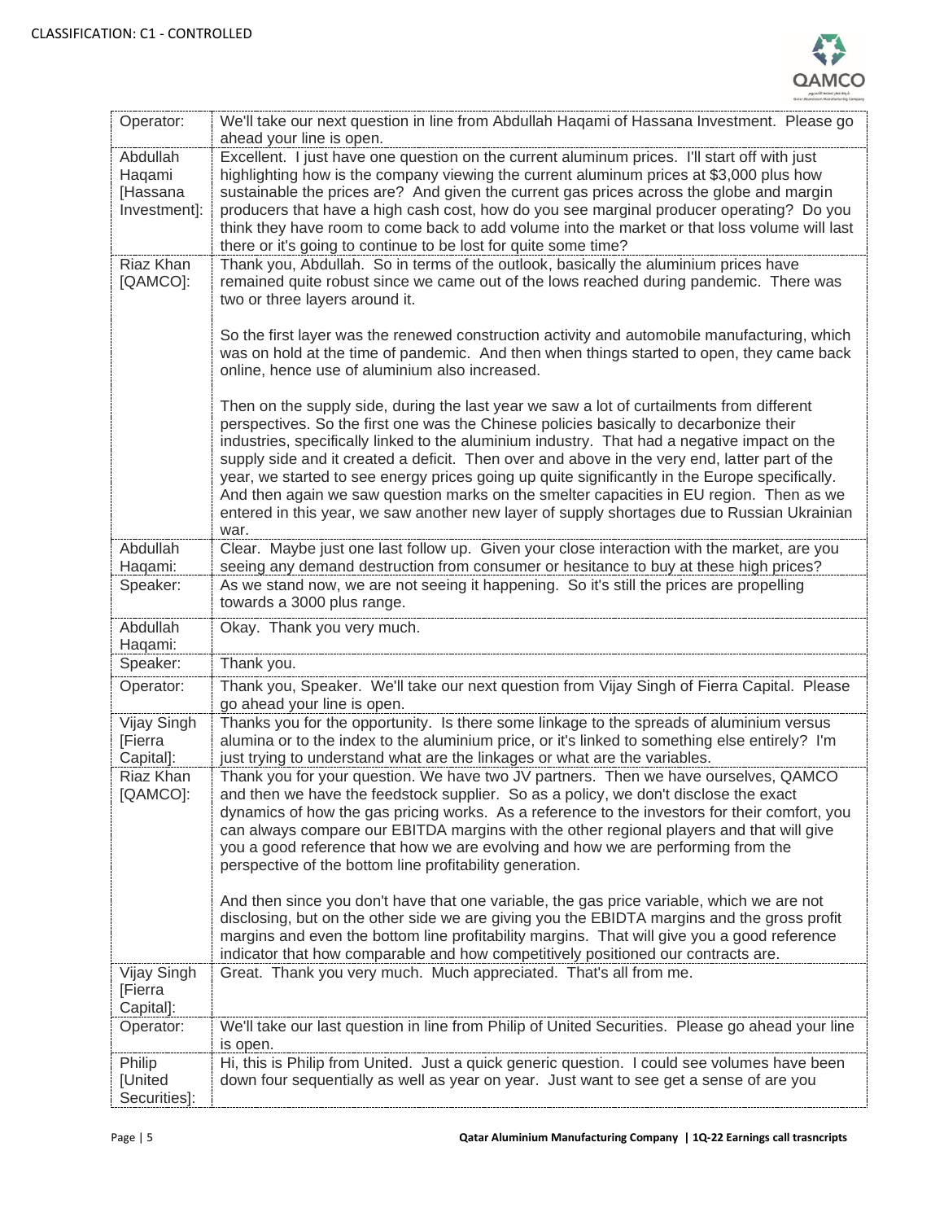| | |
|---|---|
| Operator: | We'll take our next question in line from Abdullah Haqami of Hassana Investment. Please go ahead your line is open. |
| Abdullah Haqami [Hassana Investment]: | Excellent. I just have one question on the current aluminum prices. I'll start off with just highlighting how is the company viewing the current aluminum prices at $3,000 plus how sustainable the prices are? And given the current gas prices across the globe and margin producers that have a high cash cost, how do you see marginal producer operating? Do you think they have room to come back to add volume into the market or that loss volume will last there or it's going to continue to be lost for quite some time? |
| Riaz Khan [QAMCO]: | Thank you, Abdullah. So in terms of the outlook, basically the aluminium prices have remained quite robust since we came out of the lows reached during pandemic. There was two or three layers around it.<br><br>So the first layer was the renewed construction activity and automobile manufacturing, which was on hold at the time of pandemic. And then when things started to open, they came back online, hence use of aluminium also increased.<br><br>Then on the supply side, during the last year we saw a lot of curtailments from different perspectives. So the first one was the Chinese policies basically to decarbonize their industries, specifically linked to the aluminium industry. That had a negative impact on the supply side and it created a deficit. Then over and above in the very end, latter part of the year, we started to see energy prices going up quite significantly in the Europe specifically. And then again we saw question marks on the smelter capacities in EU region. Then as we entered in this year, we saw another new layer of supply shortages due to Russian Ukrainian war. |
| Abdullah Haqami: | Clear. Maybe just one last follow up. Given your close interaction with the market, are you seeing any demand destruction from consumer or hesitance to buy at these high prices? |
| Speaker: | As we stand now, we are not seeing it happening. So it's still the prices are propelling towards a 3000 plus range. |
| Abdullah Haqami: | Okay. Thank you very much. |
| Speaker: | Thank you. |
| Operator: | Thank you, Speaker. We'll take our next question from Vijay Singh of Fierra Capital. Please go ahead your line is open. |
| Vijay Singh [Fierra Capital]: | Thanks you for the opportunity. Is there some linkage to the spreads of aluminium versus alumina or to the index to the aluminium price, or it's linked to something else entirely? I'm just trying to understand what are the linkages or what are the variables. |
| Riaz Khan [QAMCO]: | Thank you for your question. We have two JV partners. Then we have ourselves, QAMCO and then we have the feedstock supplier. So as a policy, we don't disclose the exact dynamics of how the gas pricing works. As a reference to the investors for their comfort, you can always compare our EBITDA margins with the other regional players and that will give you a good reference that how we are evolving and how we are performing from the perspective of the bottom line profitability generation.<br><br>And then since you don't have that one variable, the gas price variable, which we are not disclosing, but on the other side we are giving you the EBIDTA margins and the gross profit margins and even the bottom line profitability margins. That will give you a good reference indicator that how comparable and how competitively positioned our contracts are. |
| Vijay Singh [Fierra Capital]: | Great. Thank you very much. Much appreciated. That's all from me. |
| Operator: | We'll take our last question in line from Philip of United Securities. Please go ahead your line is open. |
| Philip [United Securities]: | Hi, this is Philip from United. Just a quick generic question. I could see volumes have been down four sequentially as well as year on year. Just want to see get a sense of are you |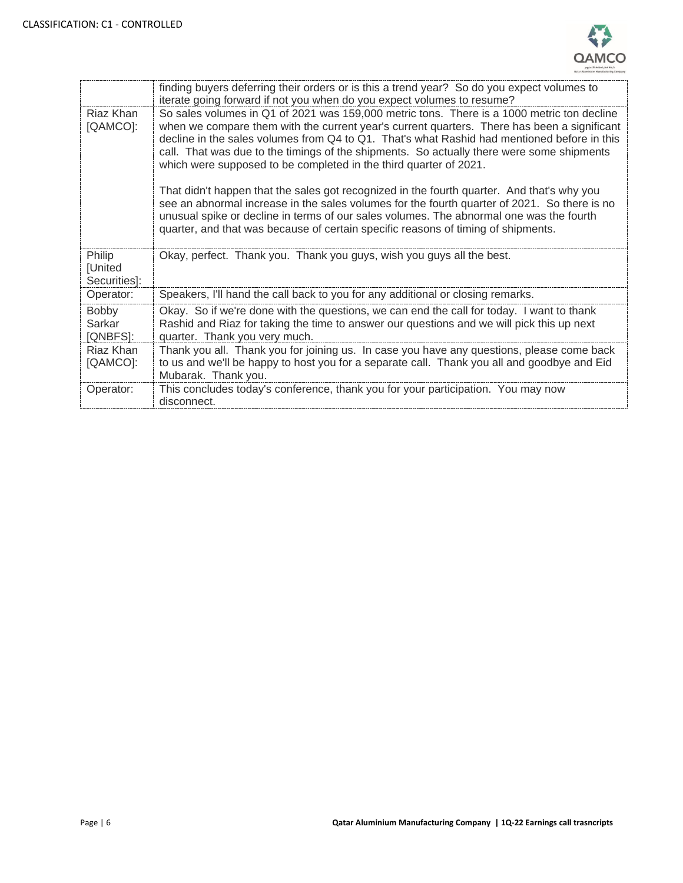| | |
|---|---|
| | finding buyers deferring their orders or is this a trend year? So do you expect volumes to iterate going forward if not you when do you expect volumes to resume? |
| Riaz Khan [QAMCO]: | So sales volumes in Q1 of 2021 was 159,000 metric tons. There is a 1000 metric ton decline when we compare them with the current year's current quarters. There has been a significant decline in the sales volumes from Q4 to Q1. That's what Rashid had mentioned before in this call. That was due to the timings of the shipments. So actually there were some shipments which were supposed to be completed in the third quarter of 2021. <br><br> That didn't happen that the sales got recognized in the fourth quarter. And that's why you see an abnormal increase in the sales volumes for the fourth quarter of 2021. So there is no unusual spike or decline in terms of our sales volumes. The abnormal one was the fourth quarter, and that was because of certain specific reasons of timing of shipments. |
| Philip [United Securities]: | Okay, perfect. Thank you. Thank you guys, wish you guys all the best. |
| Operator: | Speakers, I'll hand the call back to you for any additional or closing remarks. |
| Bobby Sarkar [QNBFS]: | Okay. So if we're done with the questions, we can end the call for today. I want to thank Rashid and Riaz for taking the time to answer our questions and we will pick this up next quarter. Thank you very much. |
| Riaz Khan [QAMCO]: | Thank you all. Thank you for joining us. In case you have any questions, please come back to us and we'll be happy to host you for a separate call. Thank you all and goodbye and Eid Mubarak. Thank you. |
| Operator: | This concludes today's conference, thank you for your participation. You may now disconnect. |